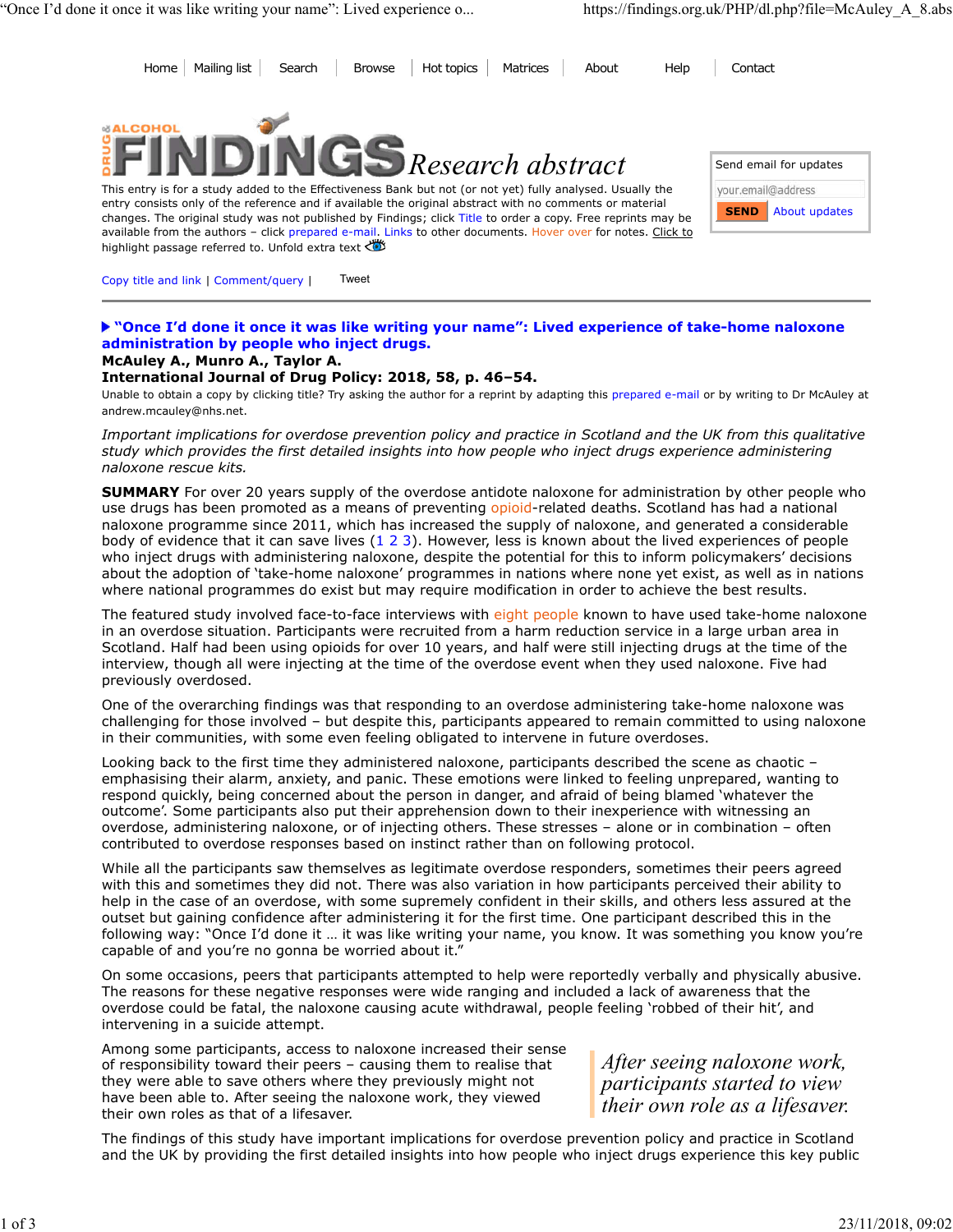Home | Mailing list | Search | Browse | Hot topics | Matrices | About | Help | Contact

**DRUG & ALCOHOL FINDINGS** *Research abstract*

This entry is for a study added to the Effectiveness Bank but not (or not yet) fully analysed. Usually the entry consists only of the reference and if available the original abstract with no comments or material changes. The original study was not published by Findings; click Title to order a copy. Free reprints may be available from the authors – click prepared e-mail. Links to other documents. Hover over for notes. Click to highlight passage referred to. Unfold extra text

Send email for updates

your.email@address

SEND About updates

Copy title and link | Comment/query | Tweet

## "Once I'd done it once it was like writing your name": Lived experience of take-home naloxone administration by people who inject drugs.

**McAuley A., Munro A., Taylor A.**

**International Journal of Drug Policy: 2018, 58, p. 46–54.**

Unable to obtain a copy by clicking title? Try asking the author for a reprint by adapting this prepared e-mail or by writing to Dr McAuley at andrew.mcauley@nhs.net.

*Important implications for overdose prevention policy and practice in Scotland and the UK from this qualitative study which provides the first detailed insights into how people who inject drugs experience administering naloxone rescue kits.*

**SUMMARY** For over 20 years supply of the overdose antidote naloxone for administration by other people who use drugs has been promoted as a means of preventing opioid-related deaths. Scotland has had a national naloxone programme since 2011, which has increased the supply of naloxone, and generated a considerable body of evidence that it can save lives (1 2 3). However, less is known about the lived experiences of people who inject drugs with administering naloxone, despite the potential for this to inform policymakers' decisions about the adoption of 'take-home naloxone' programmes in nations where none yet exist, as well as in nations where national programmes do exist but may require modification in order to achieve the best results.

The featured study involved face-to-face interviews with eight people known to have used take-home naloxone in an overdose situation. Participants were recruited from a harm reduction service in a large urban area in Scotland. Half had been using opioids for over 10 years, and half were still injecting drugs at the time of the interview, though all were injecting at the time of the overdose event when they used naloxone. Five had previously overdosed.

One of the overarching findings was that responding to an overdose administering take-home naloxone was challenging for those involved – but despite this, participants appeared to remain committed to using naloxone in their communities, with some even feeling obligated to intervene in future overdoses.

Looking back to the first time they administered naloxone, participants described the scene as chaotic – emphasising their alarm, anxiety, and panic. These emotions were linked to feeling unprepared, wanting to respond quickly, being concerned about the person in danger, and afraid of being blamed 'whatever the outcome'. Some participants also put their apprehension down to their inexperience with witnessing an overdose, administering naloxone, or of injecting others. These stresses – alone or in combination – often contributed to overdose responses based on instinct rather than on following protocol.

While all the participants saw themselves as legitimate overdose responders, sometimes their peers agreed with this and sometimes they did not. There was also variation in how participants perceived their ability to help in the case of an overdose, with some supremely confident in their skills, and others less assured at the outset but gaining confidence after administering it for the first time. One participant described this in the following way: "Once I'd done it … it was like writing your name, you know. It was something you know you're capable of and you're no gonna be worried about it."

On some occasions, peers that participants attempted to help were reportedly verbally and physically abusive. The reasons for these negative responses were wide ranging and included a lack of awareness that the overdose could be fatal, the naloxone causing acute withdrawal, people feeling 'robbed of their hit', and intervening in a suicide attempt.

Among some participants, access to naloxone increased their sense of responsibility toward their peers – causing them to realise that they were able to save others where they previously might not have been able to. After seeing the naloxone work, they viewed their own roles as that of a lifesaver.

> *After seeing naloxone work, participants started to view their own role as a lifesaver.*

The findings of this study have important implications for overdose prevention policy and practice in Scotland and the UK by providing the first detailed insights into how people who inject drugs experience this key public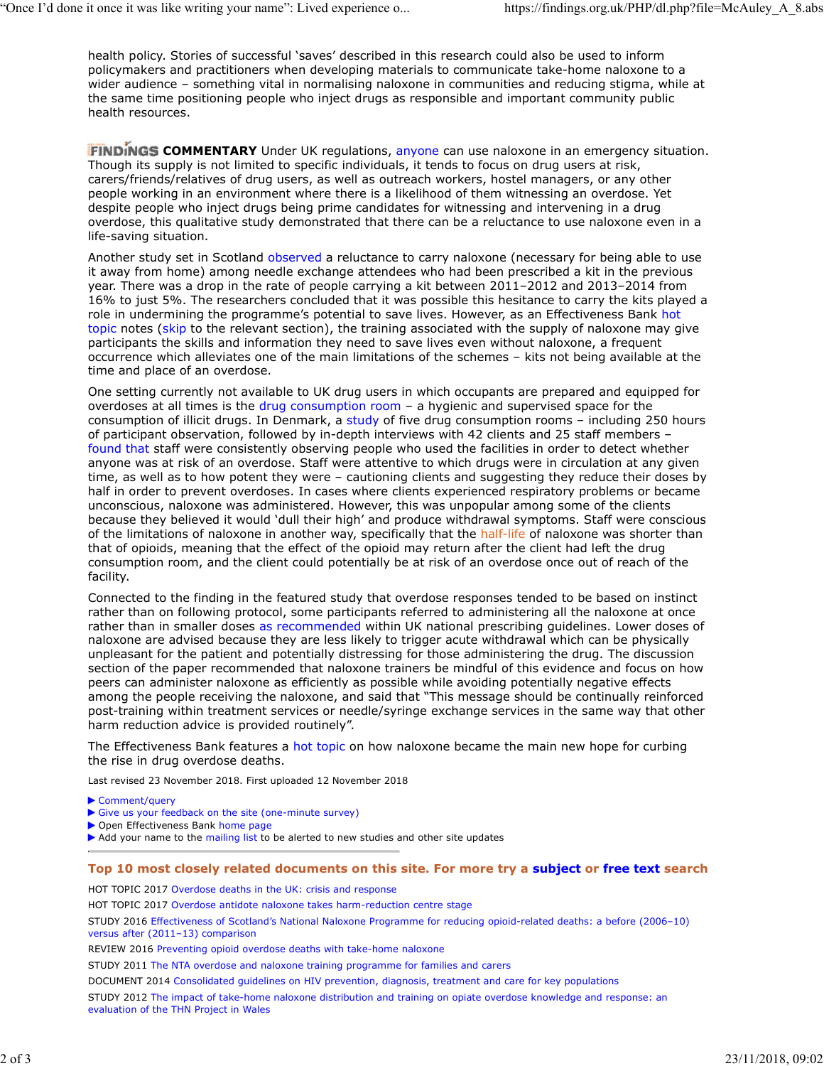health policy. Stories of successful 'saves' described in this research could also be used to inform policymakers and practitioners when developing materials to communicate take-home naloxone to a wider audience – something vital in normalising naloxone in communities and reducing stigma, while at the same time positioning people who inject drugs as responsible and important community public health resources.

**FINDINGS COMMENTARY** Under UK regulations, anyone can use naloxone in an emergency situation. Though its supply is not limited to specific individuals, it tends to focus on drug users at risk, carers/friends/relatives of drug users, as well as outreach workers, hostel managers, or any other people working in an environment where there is a likelihood of them witnessing an overdose. Yet despite people who inject drugs being prime candidates for witnessing and intervening in a drug overdose, this qualitative study demonstrated that there can be a reluctance to use naloxone even in a life-saving situation.

Another study set in Scotland observed a reluctance to carry naloxone (necessary for being able to use it away from home) among needle exchange attendees who had been prescribed a kit in the previous year. There was a drop in the rate of people carrying a kit between 2011–2012 and 2013–2014 from 16% to just 5%. The researchers concluded that it was possible this hesitance to carry the kits played a role in undermining the programme's potential to save lives. However, as an Effectiveness Bank hot topic notes (skip to the relevant section), the training associated with the supply of naloxone may give participants the skills and information they need to save lives even without naloxone, a frequent occurrence which alleviates one of the main limitations of the schemes – kits not being available at the time and place of an overdose.

One setting currently not available to UK drug users in which occupants are prepared and equipped for overdoses at all times is the drug consumption room – a hygienic and supervised space for the consumption of illicit drugs. In Denmark, a study of five drug consumption rooms – including 250 hours of participant observation, followed by in-depth interviews with 42 clients and 25 staff members – found that staff were consistently observing people who used the facilities in order to detect whether anyone was at risk of an overdose. Staff were attentive to which drugs were in circulation at any given time, as well as to how potent they were – cautioning clients and suggesting they reduce their doses by half in order to prevent overdoses. In cases where clients experienced respiratory problems or became unconscious, naloxone was administered. However, this was unpopular among some of the clients because they believed it would 'dull their high' and produce withdrawal symptoms. Staff were conscious of the limitations of naloxone in another way, specifically that the half-life of naloxone was shorter than that of opioids, meaning that the effect of the opioid may return after the client had left the drug consumption room, and the client could potentially be at risk of an overdose once out of reach of the facility.

Connected to the finding in the featured study that overdose responses tended to be based on instinct rather than on following protocol, some participants referred to administering all the naloxone at once rather than in smaller doses as recommended within UK national prescribing guidelines. Lower doses of naloxone are advised because they are less likely to trigger acute withdrawal which can be physically unpleasant for the patient and potentially distressing for those administering the drug. The discussion section of the paper recommended that naloxone trainers be mindful of this evidence and focus on how peers can administer naloxone as efficiently as possible while avoiding potentially negative effects among the people receiving the naloxone, and said that "This message should be continually reinforced post-training within treatment services or needle/syringe exchange services in the same way that other harm reduction advice is provided routinely".

The Effectiveness Bank features a hot topic on how naloxone became the main new hope for curbing the rise in drug overdose deaths.

Last revised 23 November 2018. First uploaded 12 November 2018

- ▶ Comment/query
- ▶ Give us your feedback on the site (one-minute survey)
- ▶ Open Effectiveness Bank home page
- ▶ Add your name to the mailing list to be alerted to new studies and other site updates

---

## Top 10 most closely related documents on this site. For more try a subject or free text search

HOT TOPIC 2017 Overdose deaths in the UK: crisis and response

HOT TOPIC 2017 Overdose antidote naloxone takes harm-reduction centre stage

STUDY 2016 Effectiveness of Scotland's National Naloxone Programme for reducing opioid-related deaths: a before (2006–10) versus after (2011–13) comparison

REVIEW 2016 Preventing opioid overdose deaths with take-home naloxone

STUDY 2011 The NTA overdose and naloxone training programme for families and carers

DOCUMENT 2014 Consolidated guidelines on HIV prevention, diagnosis, treatment and care for key populations

STUDY 2012 The impact of take-home naloxone distribution and training on opiate overdose knowledge and response: an evaluation of the THN Project in Wales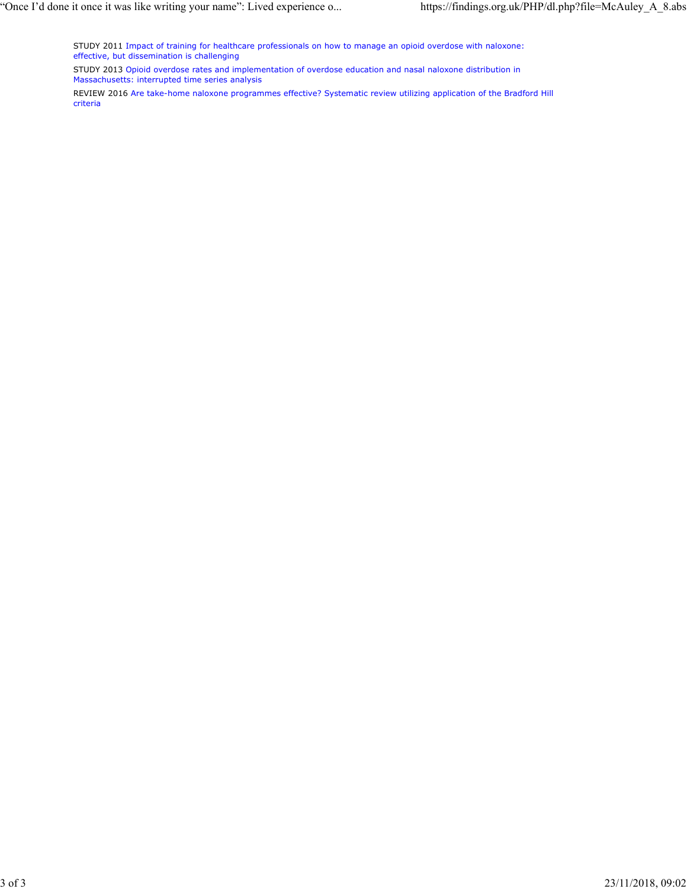STUDY 2011 Impact of training for healthcare professionals on how to manage an opioid overdose with naloxone: effective, but dissemination is challenging

STUDY 2013 Opioid overdose rates and implementation of overdose education and nasal naloxone distribution in Massachusetts: interrupted time series analysis

REVIEW 2016 Are take-home naloxone programmes effective? Systematic review utilizing application of the Bradford Hill criteria